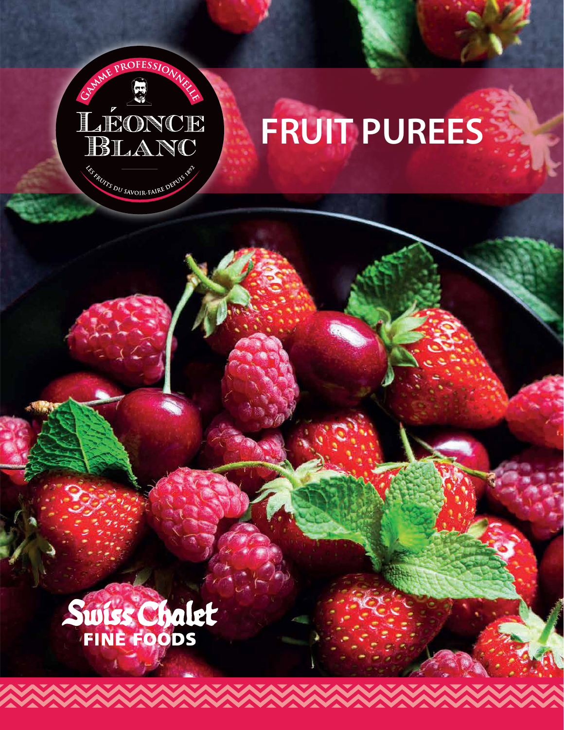GAMME PROFESSIONNELLE

LÉONCE BLANC

LES FRUITS DU SAVOIR-FAIRE DEPUIS 1892

# FRUIT PUREES

Swiss Chalet
FINE FOODS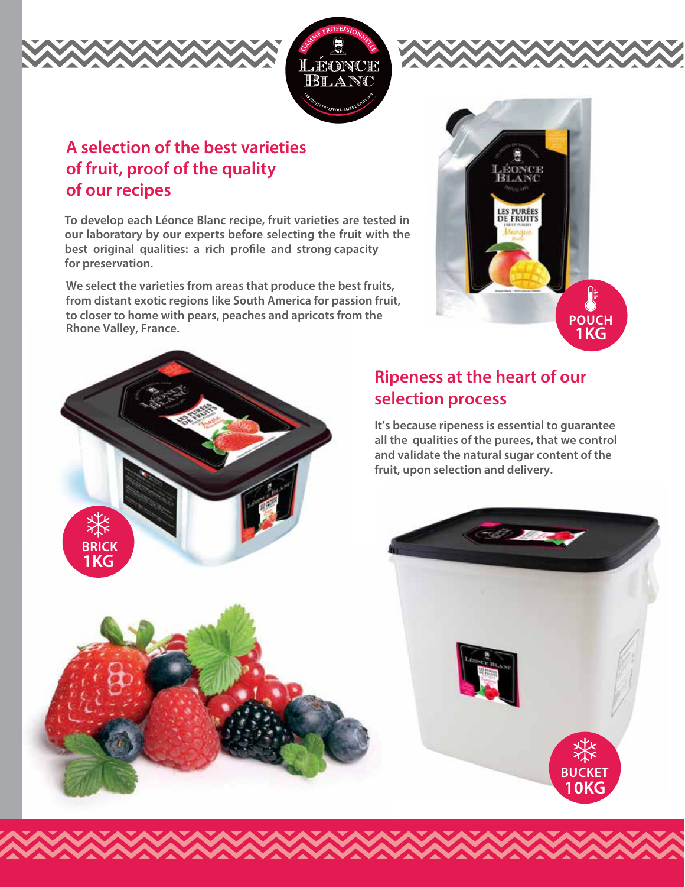## A selection of the best varieties of fruit, proof of the quality of our recipes

To develop each Léonce Blanc recipe, fruit varieties are tested in our laboratory by our experts before selecting the fruit with the best original qualities: a rich profile and strong capacity for preservation.

We select the varieties from areas that produce the best fruits, from distant exotic regions like South America for passion fruit, to closer to home with pears, peaches and apricots from the Rhone Valley, France.

POUCH 1KG

## Ripeness at the heart of our selection process

It's because ripeness is essential to guarantee all the qualities of the purees, that we control and validate the natural sugar content of the fruit, upon selection and delivery.

BRICK 1KG

BUCKET 10KG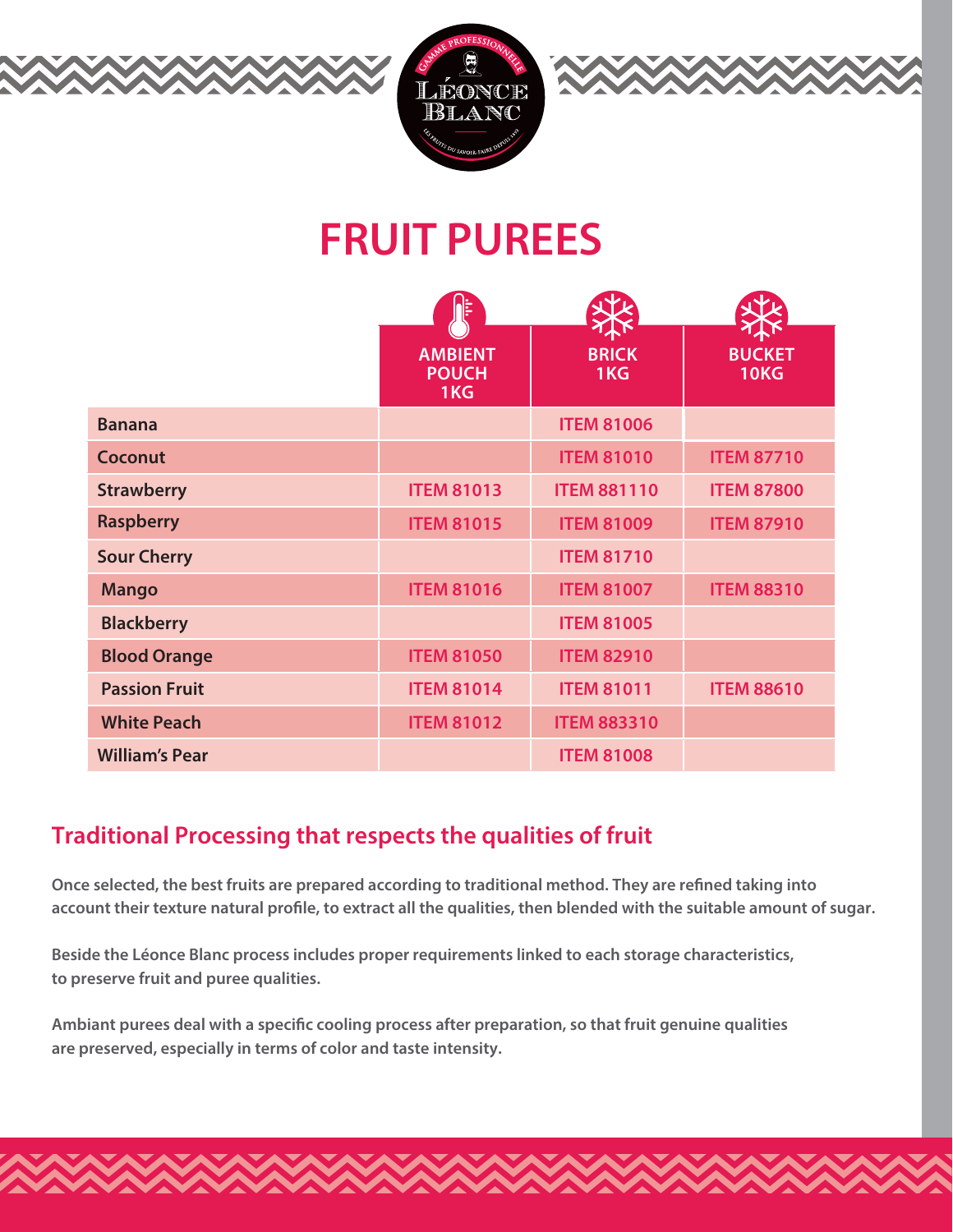# FRUIT PUREES

| | AMBIENT POUCH 1KG | BRICK 1KG | BUCKET 10KG |
|---|---|---|---|
| **Banana** | | ITEM 81006 | |
| **Coconut** | | ITEM 81010 | ITEM 87710 |
| **Strawberry** | ITEM 81013 | ITEM 881110 | ITEM 87800 |
| **Raspberry** | ITEM 81015 | ITEM 81009 | ITEM 87910 |
| **Sour Cherry** | | ITEM 81710 | |
| **Mango** | ITEM 81016 | ITEM 81007 | ITEM 88310 |
| **Blackberry** | | ITEM 81005 | |
| **Blood Orange** | ITEM 81050 | ITEM 82910 | |
| **Passion Fruit** | ITEM 81014 | ITEM 81011 | ITEM 88610 |
| **White Peach** | ITEM 81012 | ITEM 883310 | |
| **William's Pear** | | ITEM 81008 | |

## Traditional Processing that respects the qualities of fruit

**Once selected, the best fruits are prepared according to traditional method. They are refined taking into account their texture natural profile, to extract all the qualities, then blended with the suitable amount of sugar.**

**Beside the Léonce Blanc process includes proper requirements linked to each storage characteristics, to preserve fruit and puree qualities.**

**Ambiant purees deal with a specific cooling process after preparation, so that fruit genuine qualities are preserved, especially in terms of color and taste intensity.**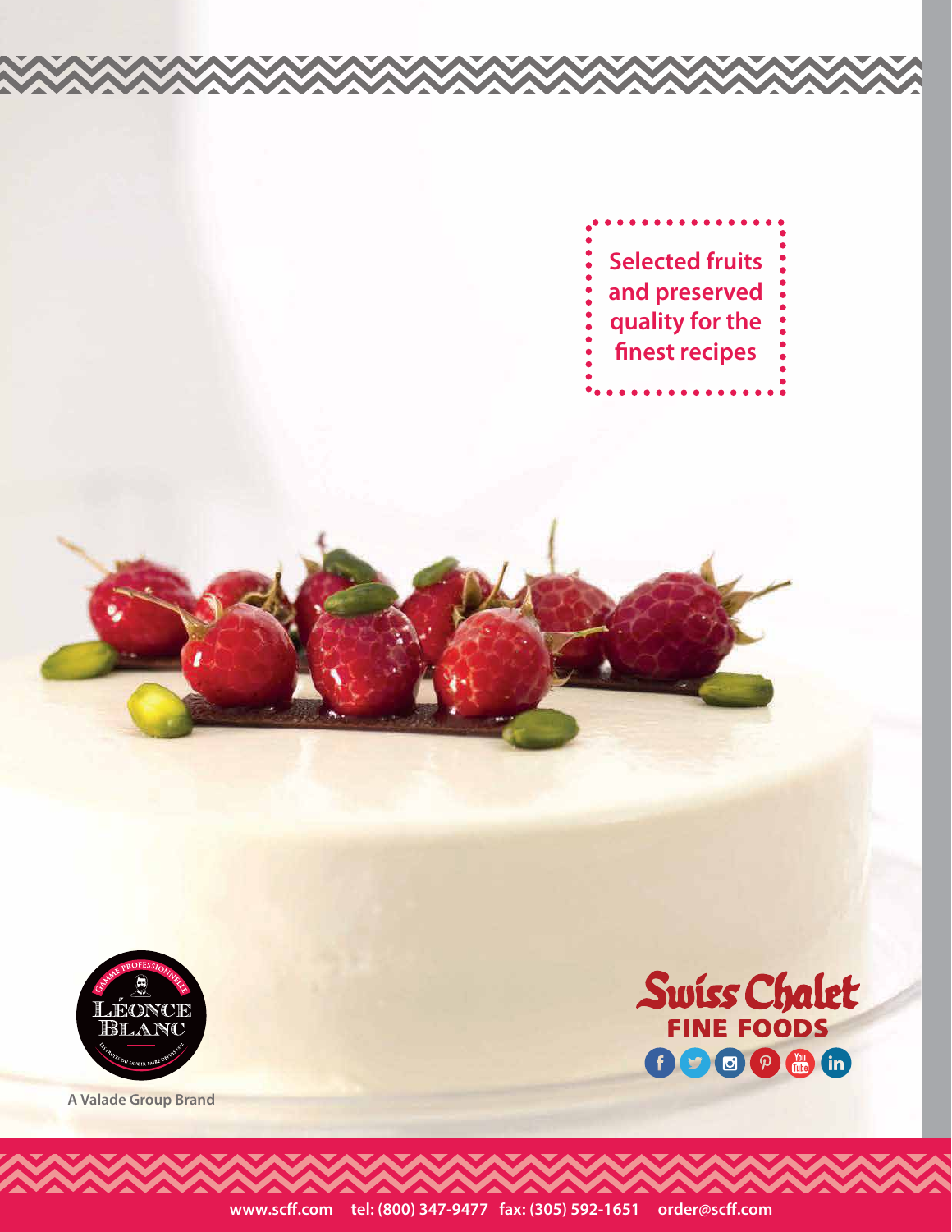Selected fruits and preserved quality for the finest recipes

LÉONCE BLANC

GAMME PROFESSIONNELLE

A Valade Group Brand

Swiss Chalet

FINE FOODS

www.scff.com tel: (800) 347-9477 fax: (305) 592-1651 order@scff.com